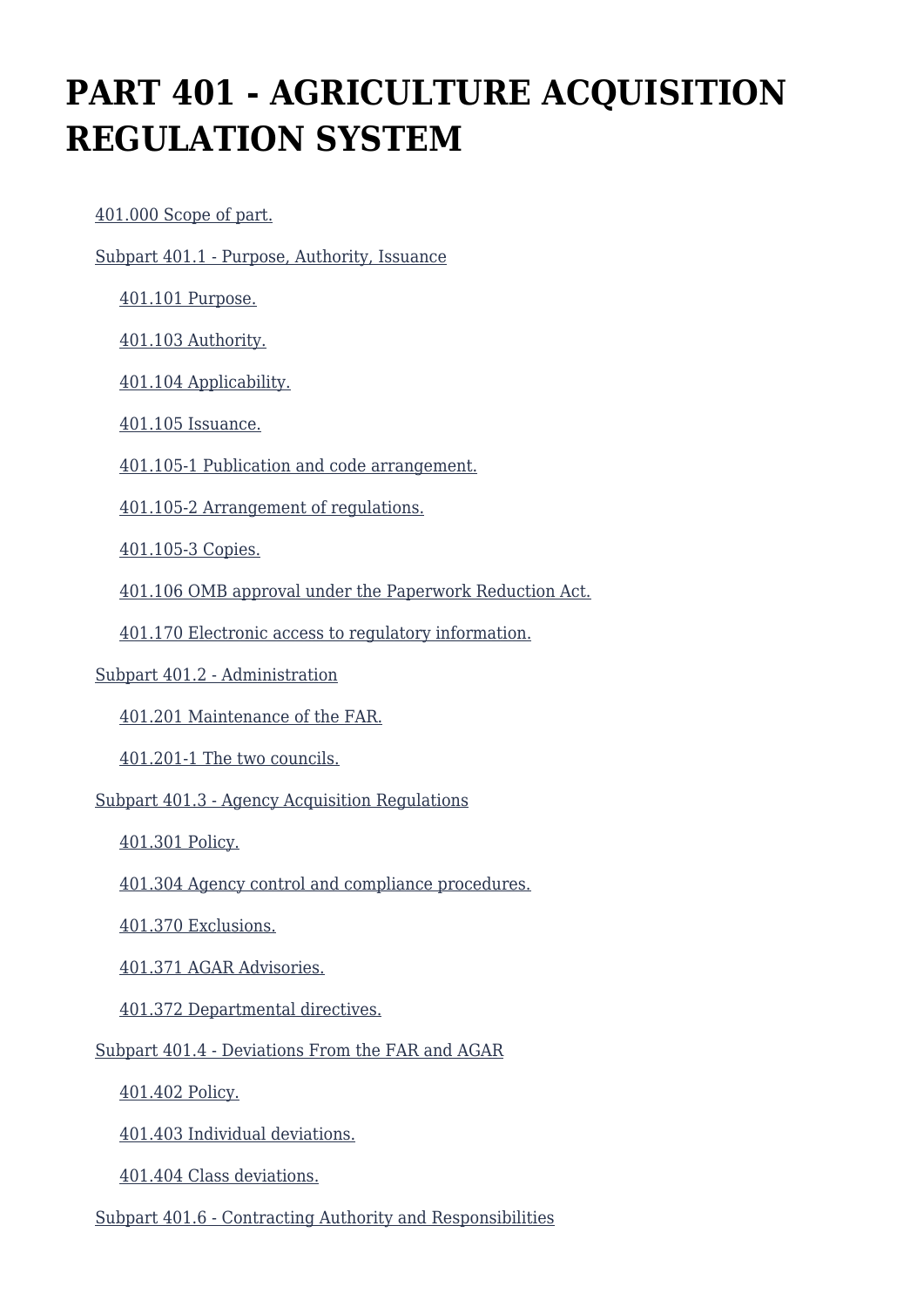# PART 401 - AGRICULTURE ACQUISITION REGULATION SYSTEM

- 401.000 Scope of part.
- Subpart 401.1 - Purpose, Authority, Issuance
  - 401.101 Purpose.
  - 401.103 Authority.
  - 401.104 Applicability.
  - 401.105 Issuance.
  - 401.105-1 Publication and code arrangement.
  - 401.105-2 Arrangement of regulations.
  - 401.105-3 Copies.
  - 401.106 OMB approval under the Paperwork Reduction Act.
  - 401.170 Electronic access to regulatory information.
- Subpart 401.2 - Administration
  - 401.201 Maintenance of the FAR.
  - 401.201-1 The two councils.
- Subpart 401.3 - Agency Acquisition Regulations
  - 401.301 Policy.
  - 401.304 Agency control and compliance procedures.
  - 401.370 Exclusions.
  - 401.371 AGAR Advisories.
  - 401.372 Departmental directives.
- Subpart 401.4 - Deviations From the FAR and AGAR
  - 401.402 Policy.
  - 401.403 Individual deviations.
  - 401.404 Class deviations.
- Subpart 401.6 - Contracting Authority and Responsibilities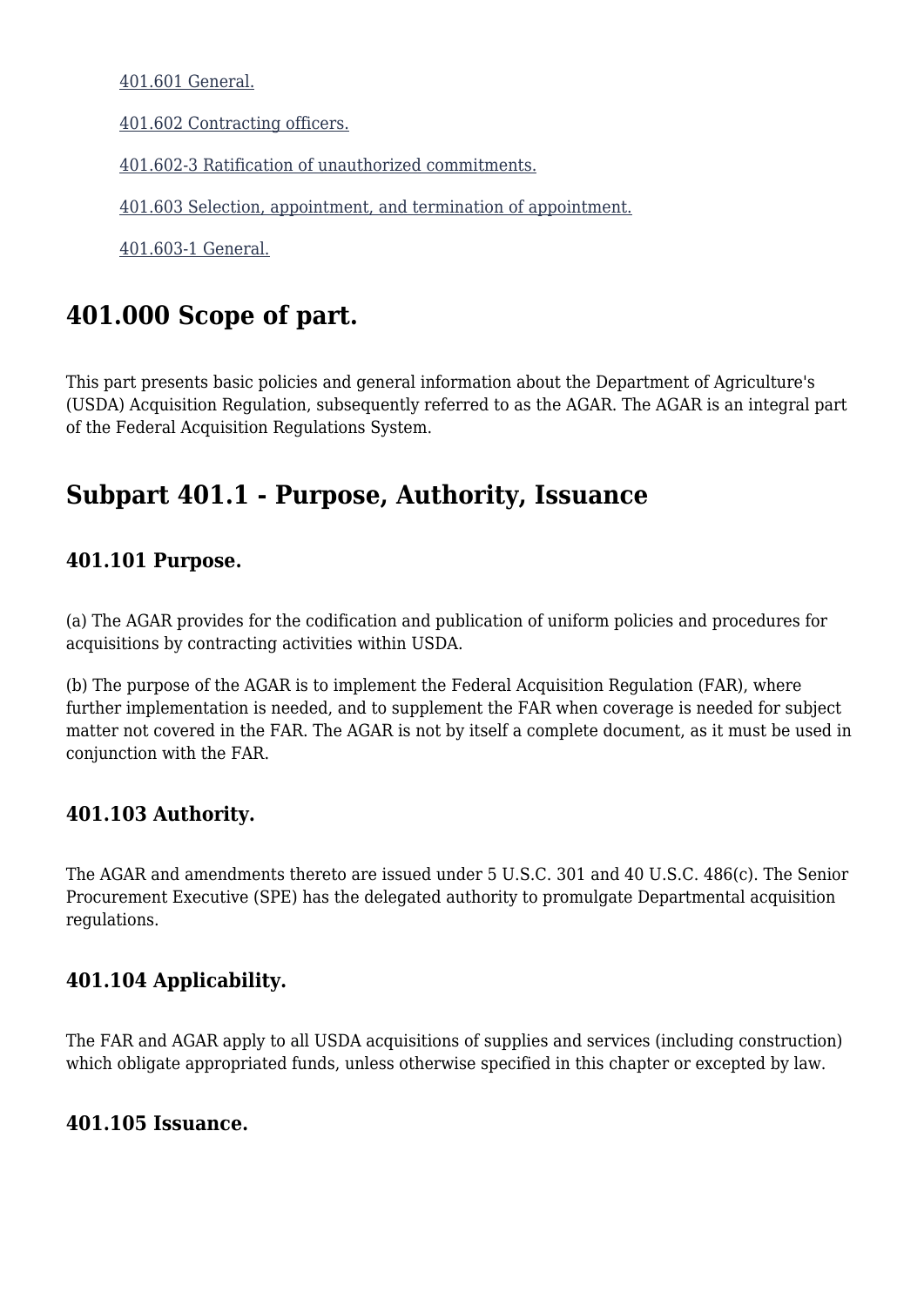[401.601 General.](#)

[401.602 Contracting officers.](#)

[401.602-3 Ratification of unauthorized commitments.](#)

[401.603 Selection, appointment, and termination of appointment.](#)

[401.603-1 General.](#)

## 401.000 Scope of part.

This part presents basic policies and general information about the Department of Agriculture's (USDA) Acquisition Regulation, subsequently referred to as the AGAR. The AGAR is an integral part of the Federal Acquisition Regulations System.

## Subpart 401.1 - Purpose, Authority, Issuance

### 401.101 Purpose.

(a) The AGAR provides for the codification and publication of uniform policies and procedures for acquisitions by contracting activities within USDA.

(b) The purpose of the AGAR is to implement the Federal Acquisition Regulation (FAR), where further implementation is needed, and to supplement the FAR when coverage is needed for subject matter not covered in the FAR. The AGAR is not by itself a complete document, as it must be used in conjunction with the FAR.

### 401.103 Authority.

The AGAR and amendments thereto are issued under 5 U.S.C. 301 and 40 U.S.C. 486(c). The Senior Procurement Executive (SPE) has the delegated authority to promulgate Departmental acquisition regulations.

### 401.104 Applicability.

The FAR and AGAR apply to all USDA acquisitions of supplies and services (including construction) which obligate appropriated funds, unless otherwise specified in this chapter or excepted by law.

### 401.105 Issuance.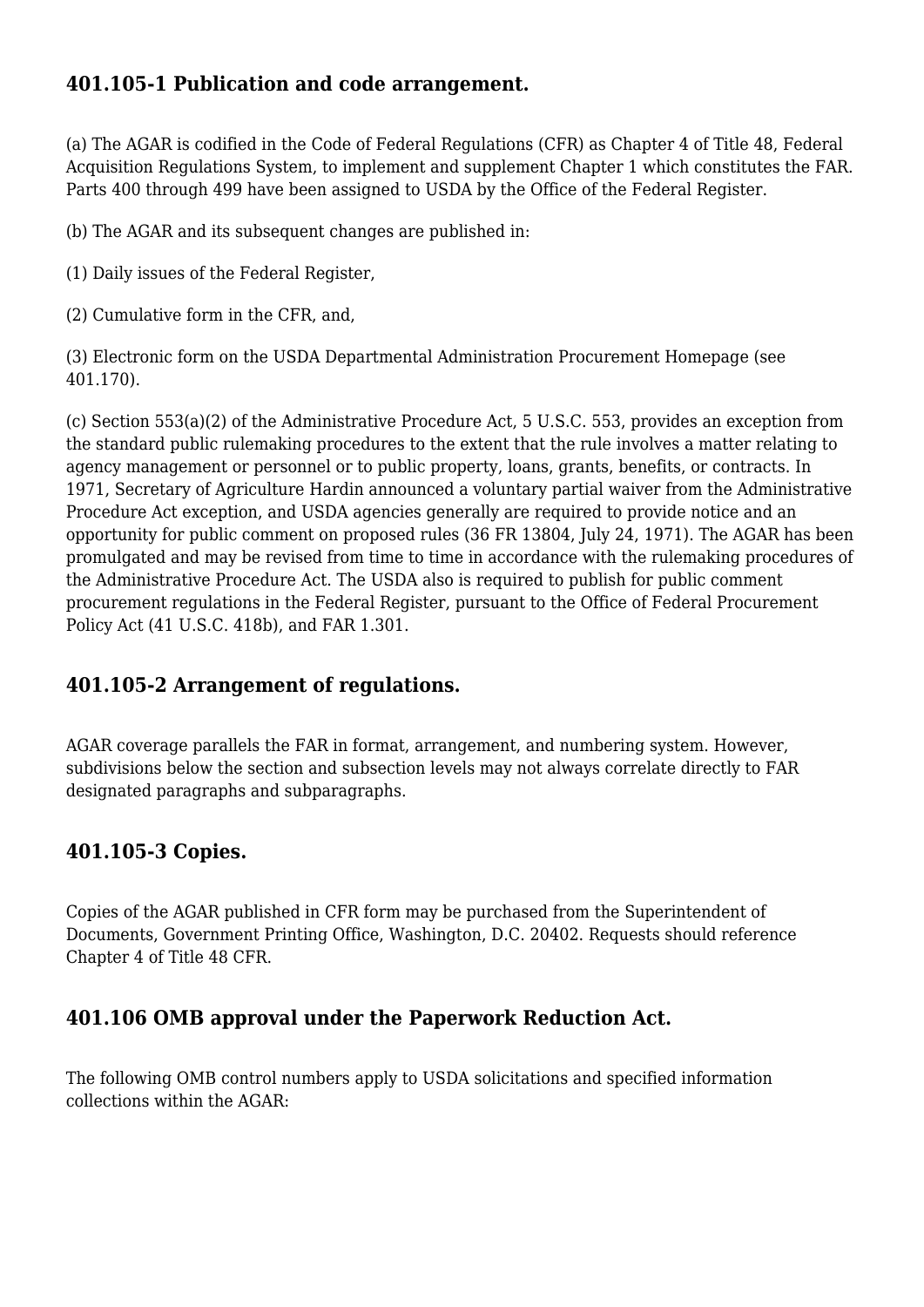## 401.105-1 Publication and code arrangement.

(a) The AGAR is codified in the Code of Federal Regulations (CFR) as Chapter 4 of Title 48, Federal Acquisition Regulations System, to implement and supplement Chapter 1 which constitutes the FAR. Parts 400 through 499 have been assigned to USDA by the Office of the Federal Register.

(b) The AGAR and its subsequent changes are published in:

(1) Daily issues of the Federal Register,

(2) Cumulative form in the CFR, and,

(3) Electronic form on the USDA Departmental Administration Procurement Homepage (see 401.170).

(c) Section 553(a)(2) of the Administrative Procedure Act, 5 U.S.C. 553, provides an exception from the standard public rulemaking procedures to the extent that the rule involves a matter relating to agency management or personnel or to public property, loans, grants, benefits, or contracts. In 1971, Secretary of Agriculture Hardin announced a voluntary partial waiver from the Administrative Procedure Act exception, and USDA agencies generally are required to provide notice and an opportunity for public comment on proposed rules (36 FR 13804, July 24, 1971). The AGAR has been promulgated and may be revised from time to time in accordance with the rulemaking procedures of the Administrative Procedure Act. The USDA also is required to publish for public comment procurement regulations in the Federal Register, pursuant to the Office of Federal Procurement Policy Act (41 U.S.C. 418b), and FAR 1.301.

## 401.105-2 Arrangement of regulations.

AGAR coverage parallels the FAR in format, arrangement, and numbering system. However, subdivisions below the section and subsection levels may not always correlate directly to FAR designated paragraphs and subparagraphs.

## 401.105-3 Copies.

Copies of the AGAR published in CFR form may be purchased from the Superintendent of Documents, Government Printing Office, Washington, D.C. 20402. Requests should reference Chapter 4 of Title 48 CFR.

## 401.106 OMB approval under the Paperwork Reduction Act.

The following OMB control numbers apply to USDA solicitations and specified information collections within the AGAR: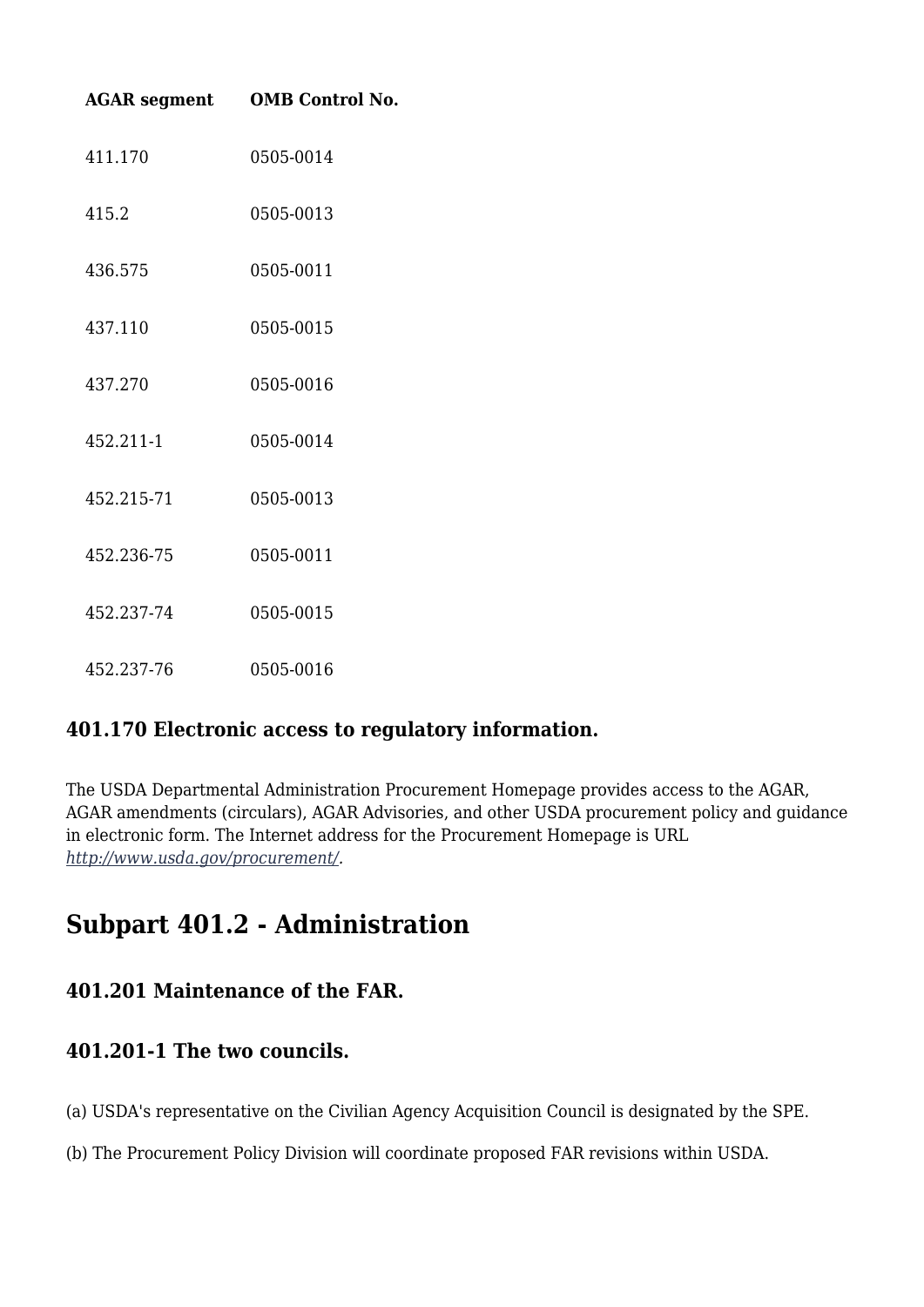| AGAR segment | OMB Control No. |
| --- | --- |
| 411.170 | 0505-0014 |
| 415.2 | 0505-0013 |
| 436.575 | 0505-0011 |
| 437.110 | 0505-0015 |
| 437.270 | 0505-0016 |
| 452.211-1 | 0505-0014 |
| 452.215-71 | 0505-0013 |
| 452.236-75 | 0505-0011 |
| 452.237-74 | 0505-0015 |
| 452.237-76 | 0505-0016 |

### 401.170 Electronic access to regulatory information.

The USDA Departmental Administration Procurement Homepage provides access to the AGAR, AGAR amendments (circulars), AGAR Advisories, and other USDA procurement policy and guidance in electronic form. The Internet address for the Procurement Homepage is URL *http://www.usda.gov/procurement/*.

## Subpart 401.2 - Administration

### 401.201 Maintenance of the FAR.

### 401.201-1 The two councils.

(a) USDA's representative on the Civilian Agency Acquisition Council is designated by the SPE.

(b) The Procurement Policy Division will coordinate proposed FAR revisions within USDA.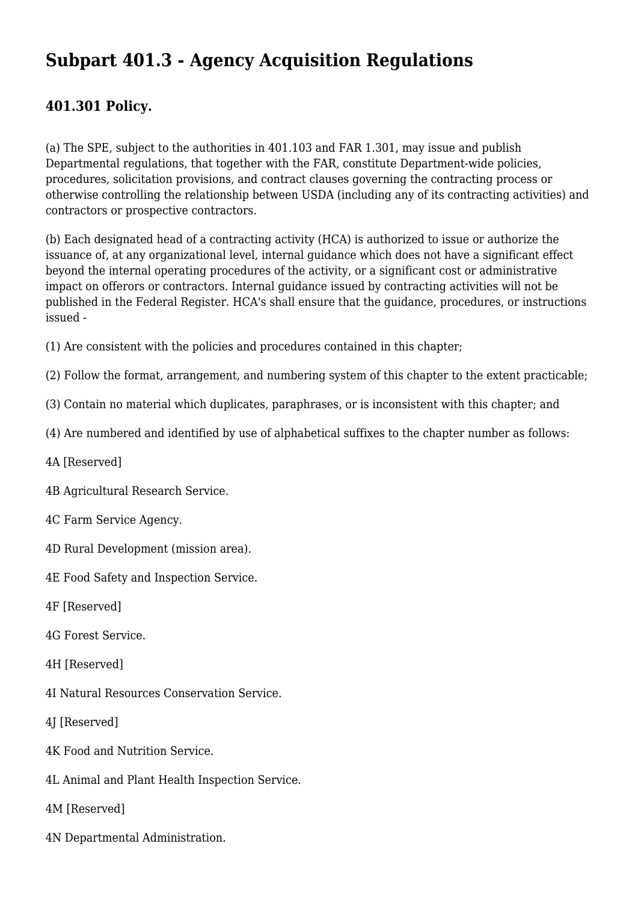# Subpart 401.3 - Agency Acquisition Regulations

## 401.301 Policy.

(a) The SPE, subject to the authorities in 401.103 and FAR 1.301, may issue and publish Departmental regulations, that together with the FAR, constitute Department-wide policies, procedures, solicitation provisions, and contract clauses governing the contracting process or otherwise controlling the relationship between USDA (including any of its contracting activities) and contractors or prospective contractors.

(b) Each designated head of a contracting activity (HCA) is authorized to issue or authorize the issuance of, at any organizational level, internal guidance which does not have a significant effect beyond the internal operating procedures of the activity, or a significant cost or administrative impact on offerors or contractors. Internal guidance issued by contracting activities will not be published in the Federal Register. HCA's shall ensure that the guidance, procedures, or instructions issued -

(1) Are consistent with the policies and procedures contained in this chapter;

(2) Follow the format, arrangement, and numbering system of this chapter to the extent practicable;

(3) Contain no material which duplicates, paraphrases, or is inconsistent with this chapter; and

(4) Are numbered and identified by use of alphabetical suffixes to the chapter number as follows:

4A [Reserved]

4B Agricultural Research Service.

4C Farm Service Agency.

4D Rural Development (mission area).

4E Food Safety and Inspection Service.

4F [Reserved]

4G Forest Service.

4H [Reserved]

4I Natural Resources Conservation Service.

4J [Reserved]

4K Food and Nutrition Service.

4L Animal and Plant Health Inspection Service.

4M [Reserved]

4N Departmental Administration.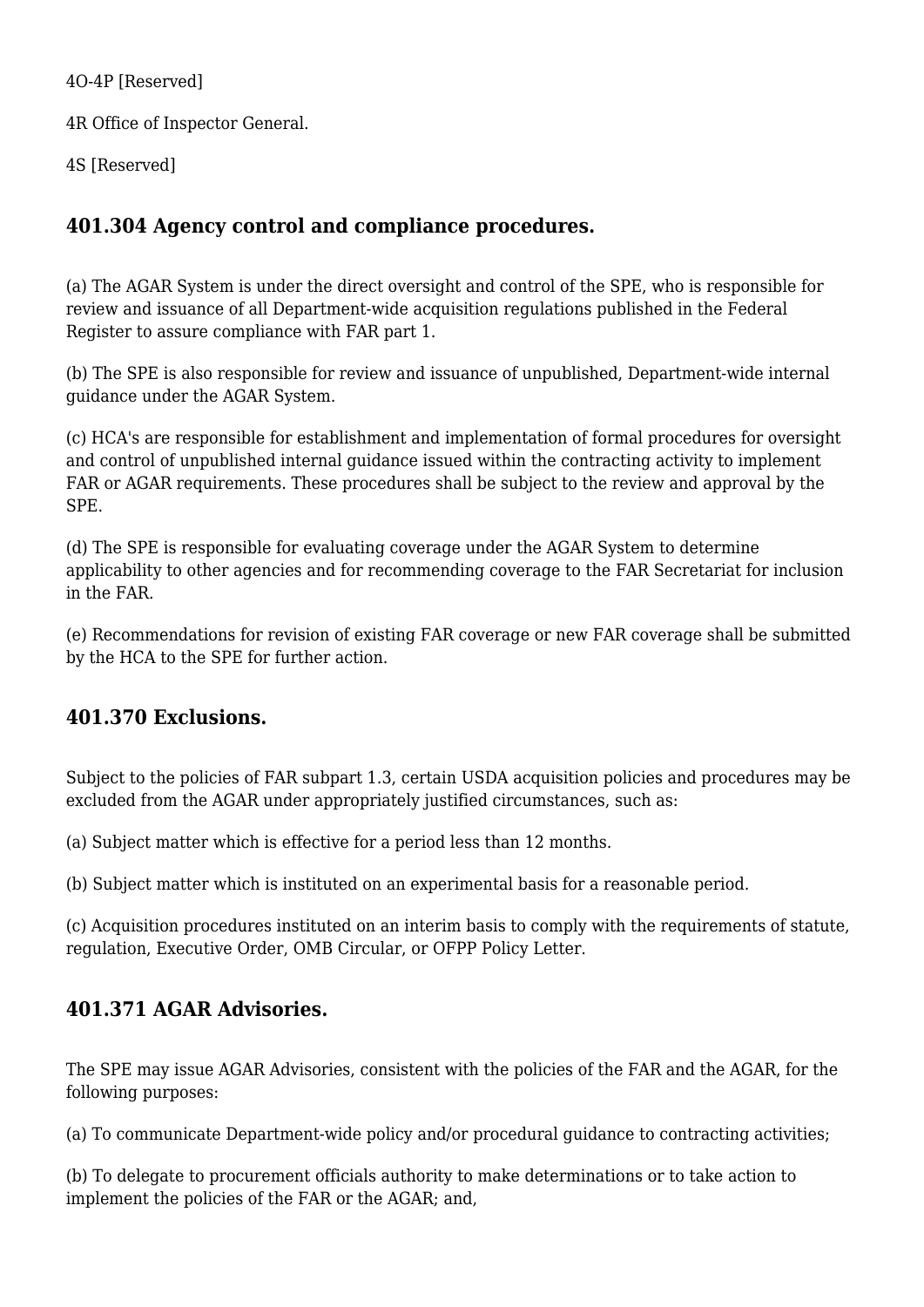4O-4P [Reserved]

4R Office of Inspector General.

4S [Reserved]

## 401.304 Agency control and compliance procedures.

(a) The AGAR System is under the direct oversight and control of the SPE, who is responsible for review and issuance of all Department-wide acquisition regulations published in the Federal Register to assure compliance with FAR part 1.

(b) The SPE is also responsible for review and issuance of unpublished, Department-wide internal guidance under the AGAR System.

(c) HCA's are responsible for establishment and implementation of formal procedures for oversight and control of unpublished internal guidance issued within the contracting activity to implement FAR or AGAR requirements. These procedures shall be subject to the review and approval by the SPE.

(d) The SPE is responsible for evaluating coverage under the AGAR System to determine applicability to other agencies and for recommending coverage to the FAR Secretariat for inclusion in the FAR.

(e) Recommendations for revision of existing FAR coverage or new FAR coverage shall be submitted by the HCA to the SPE for further action.

## 401.370 Exclusions.

Subject to the policies of FAR subpart 1.3, certain USDA acquisition policies and procedures may be excluded from the AGAR under appropriately justified circumstances, such as:

(a) Subject matter which is effective for a period less than 12 months.

(b) Subject matter which is instituted on an experimental basis for a reasonable period.

(c) Acquisition procedures instituted on an interim basis to comply with the requirements of statute, regulation, Executive Order, OMB Circular, or OFPP Policy Letter.

## 401.371 AGAR Advisories.

The SPE may issue AGAR Advisories, consistent with the policies of the FAR and the AGAR, for the following purposes:

(a) To communicate Department-wide policy and/or procedural guidance to contracting activities;

(b) To delegate to procurement officials authority to make determinations or to take action to implement the policies of the FAR or the AGAR; and,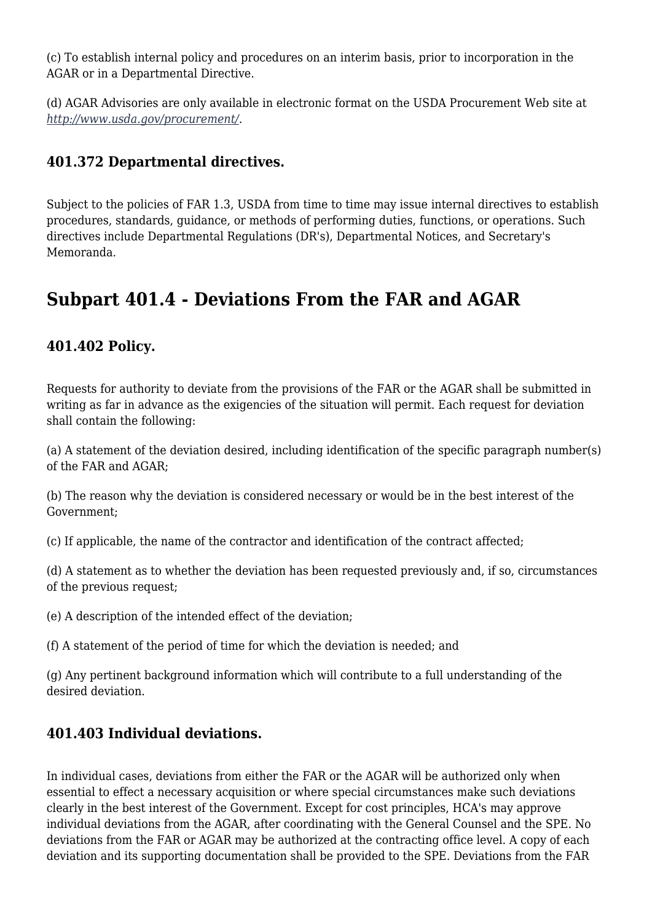(c) To establish internal policy and procedures on an interim basis, prior to incorporation in the AGAR or in a Departmental Directive.

(d) AGAR Advisories are only available in electronic format on the USDA Procurement Web site at *http://www.usda.gov/procurement/*.

### 401.372 Departmental directives.

Subject to the policies of FAR 1.3, USDA from time to time may issue internal directives to establish procedures, standards, guidance, or methods of performing duties, functions, or operations. Such directives include Departmental Regulations (DR's), Departmental Notices, and Secretary's Memoranda.

## Subpart 401.4 - Deviations From the FAR and AGAR

### 401.402 Policy.

Requests for authority to deviate from the provisions of the FAR or the AGAR shall be submitted in writing as far in advance as the exigencies of the situation will permit. Each request for deviation shall contain the following:

(a) A statement of the deviation desired, including identification of the specific paragraph number(s) of the FAR and AGAR;

(b) The reason why the deviation is considered necessary or would be in the best interest of the Government;

(c) If applicable, the name of the contractor and identification of the contract affected;

(d) A statement as to whether the deviation has been requested previously and, if so, circumstances of the previous request;

(e) A description of the intended effect of the deviation;

(f) A statement of the period of time for which the deviation is needed; and

(g) Any pertinent background information which will contribute to a full understanding of the desired deviation.

### 401.403 Individual deviations.

In individual cases, deviations from either the FAR or the AGAR will be authorized only when essential to effect a necessary acquisition or where special circumstances make such deviations clearly in the best interest of the Government. Except for cost principles, HCA's may approve individual deviations from the AGAR, after coordinating with the General Counsel and the SPE. No deviations from the FAR or AGAR may be authorized at the contracting office level. A copy of each deviation and its supporting documentation shall be provided to the SPE. Deviations from the FAR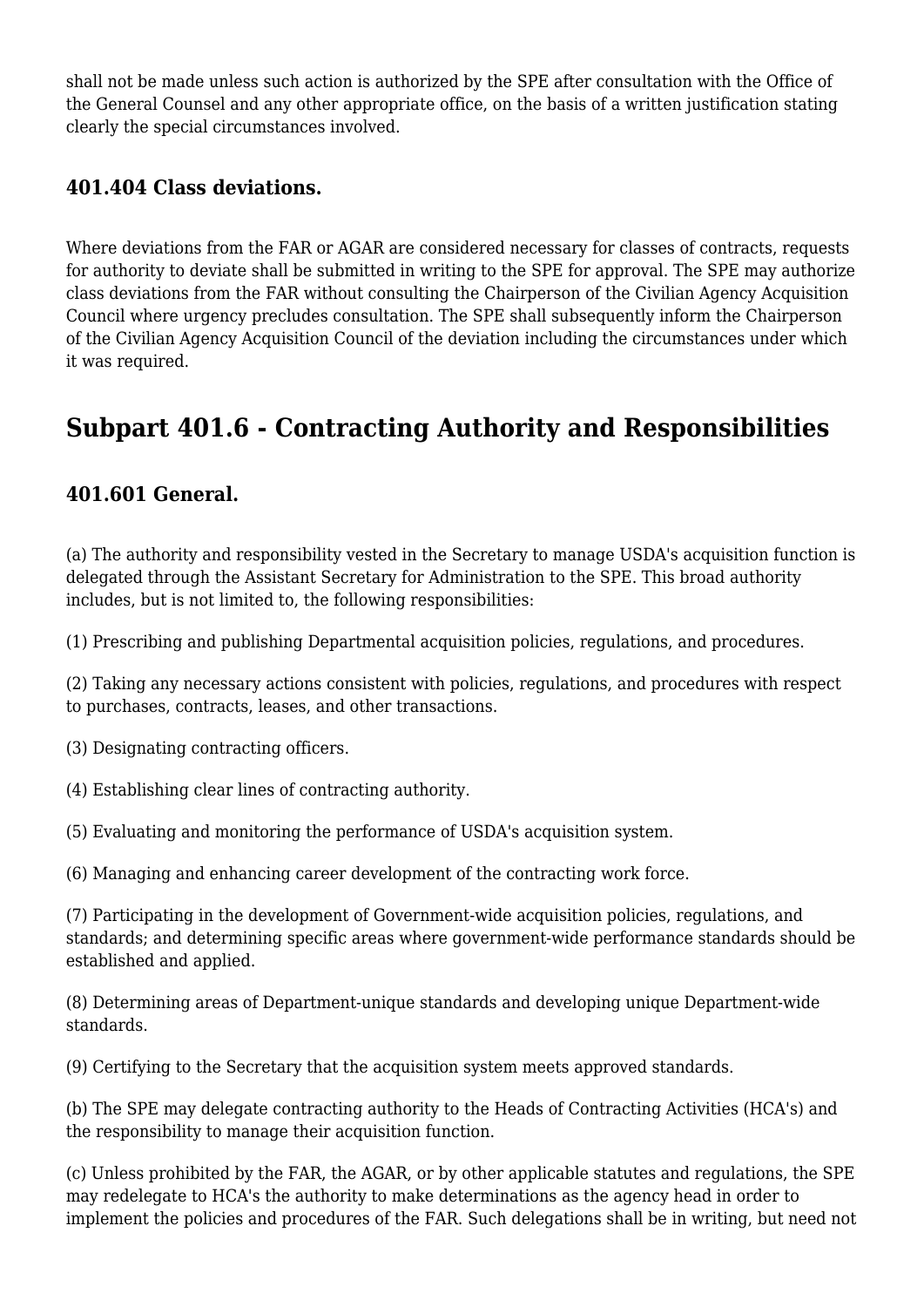shall not be made unless such action is authorized by the SPE after consultation with the Office of the General Counsel and any other appropriate office, on the basis of a written justification stating clearly the special circumstances involved.

### 401.404 Class deviations.

Where deviations from the FAR or AGAR are considered necessary for classes of contracts, requests for authority to deviate shall be submitted in writing to the SPE for approval. The SPE may authorize class deviations from the FAR without consulting the Chairperson of the Civilian Agency Acquisition Council where urgency precludes consultation. The SPE shall subsequently inform the Chairperson of the Civilian Agency Acquisition Council of the deviation including the circumstances under which it was required.

## Subpart 401.6 - Contracting Authority and Responsibilities

### 401.601 General.

(a) The authority and responsibility vested in the Secretary to manage USDA's acquisition function is delegated through the Assistant Secretary for Administration to the SPE. This broad authority includes, but is not limited to, the following responsibilities:

(1) Prescribing and publishing Departmental acquisition policies, regulations, and procedures.

(2) Taking any necessary actions consistent with policies, regulations, and procedures with respect to purchases, contracts, leases, and other transactions.

(3) Designating contracting officers.

(4) Establishing clear lines of contracting authority.

(5) Evaluating and monitoring the performance of USDA's acquisition system.

(6) Managing and enhancing career development of the contracting work force.

(7) Participating in the development of Government-wide acquisition policies, regulations, and standards; and determining specific areas where government-wide performance standards should be established and applied.

(8) Determining areas of Department-unique standards and developing unique Department-wide standards.

(9) Certifying to the Secretary that the acquisition system meets approved standards.

(b) The SPE may delegate contracting authority to the Heads of Contracting Activities (HCA's) and the responsibility to manage their acquisition function.

(c) Unless prohibited by the FAR, the AGAR, or by other applicable statutes and regulations, the SPE may redelegate to HCA's the authority to make determinations as the agency head in order to implement the policies and procedures of the FAR. Such delegations shall be in writing, but need not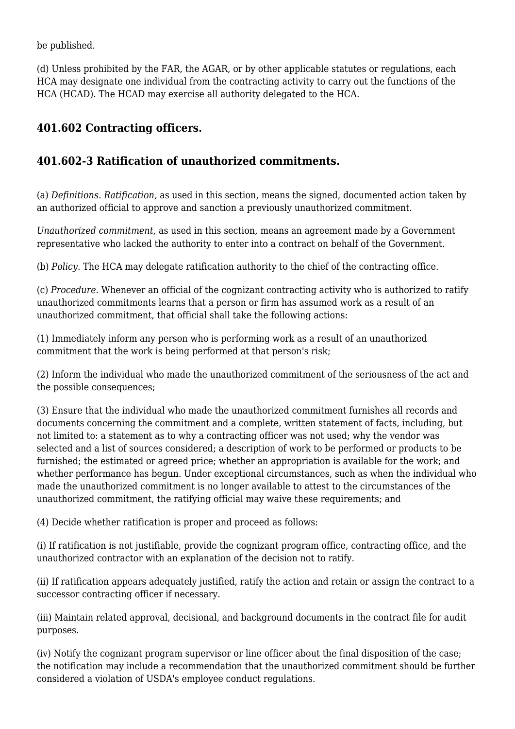be published.

(d) Unless prohibited by the FAR, the AGAR, or by other applicable statutes or regulations, each HCA may designate one individual from the contracting activity to carry out the functions of the HCA (HCAD). The HCAD may exercise all authority delegated to the HCA.

### 401.602 Contracting officers.

### 401.602-3 Ratification of unauthorized commitments.

(a) *Definitions. Ratification,* as used in this section, means the signed, documented action taken by an authorized official to approve and sanction a previously unauthorized commitment.

*Unauthorized commitment,* as used in this section, means an agreement made by a Government representative who lacked the authority to enter into a contract on behalf of the Government.

(b) *Policy.* The HCA may delegate ratification authority to the chief of the contracting office.

(c) *Procedure.* Whenever an official of the cognizant contracting activity who is authorized to ratify unauthorized commitments learns that a person or firm has assumed work as a result of an unauthorized commitment, that official shall take the following actions:

(1) Immediately inform any person who is performing work as a result of an unauthorized commitment that the work is being performed at that person's risk;

(2) Inform the individual who made the unauthorized commitment of the seriousness of the act and the possible consequences;

(3) Ensure that the individual who made the unauthorized commitment furnishes all records and documents concerning the commitment and a complete, written statement of facts, including, but not limited to: a statement as to why a contracting officer was not used; why the vendor was selected and a list of sources considered; a description of work to be performed or products to be furnished; the estimated or agreed price; whether an appropriation is available for the work; and whether performance has begun. Under exceptional circumstances, such as when the individual who made the unauthorized commitment is no longer available to attest to the circumstances of the unauthorized commitment, the ratifying official may waive these requirements; and

(4) Decide whether ratification is proper and proceed as follows:

(i) If ratification is not justifiable, provide the cognizant program office, contracting office, and the unauthorized contractor with an explanation of the decision not to ratify.

(ii) If ratification appears adequately justified, ratify the action and retain or assign the contract to a successor contracting officer if necessary.

(iii) Maintain related approval, decisional, and background documents in the contract file for audit purposes.

(iv) Notify the cognizant program supervisor or line officer about the final disposition of the case; the notification may include a recommendation that the unauthorized commitment should be further considered a violation of USDA's employee conduct regulations.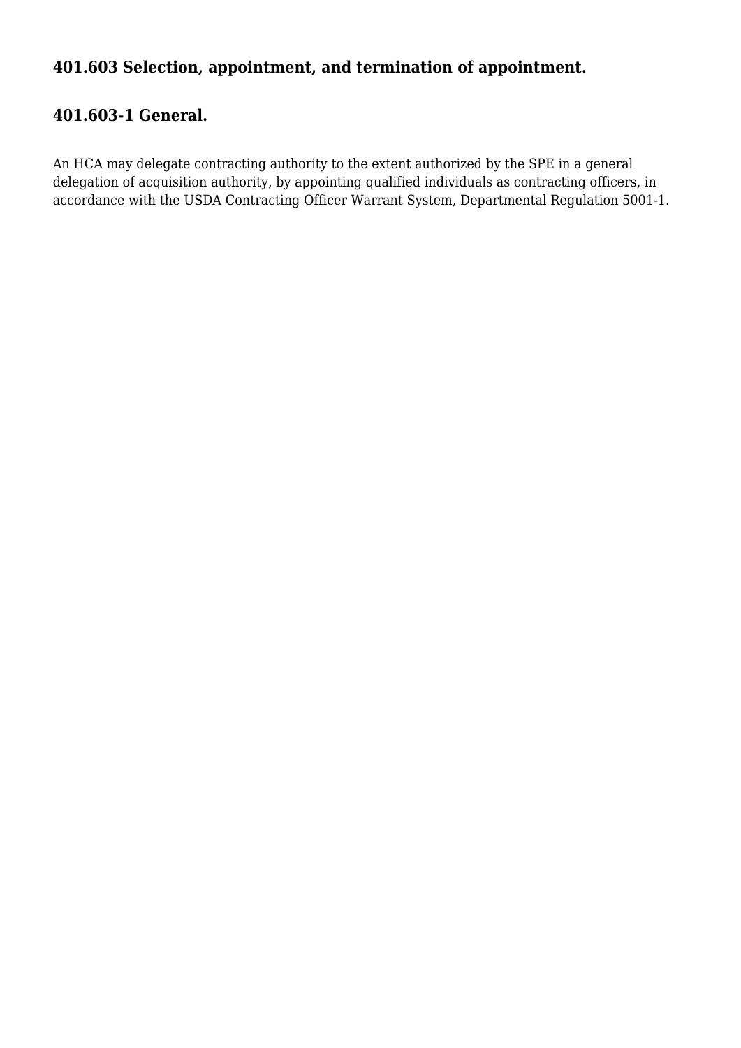## 401.603 Selection, appointment, and termination of appointment.

### 401.603-1 General.

An HCA may delegate contracting authority to the extent authorized by the SPE in a general delegation of acquisition authority, by appointing qualified individuals as contracting officers, in accordance with the USDA Contracting Officer Warrant System, Departmental Regulation 5001-1.